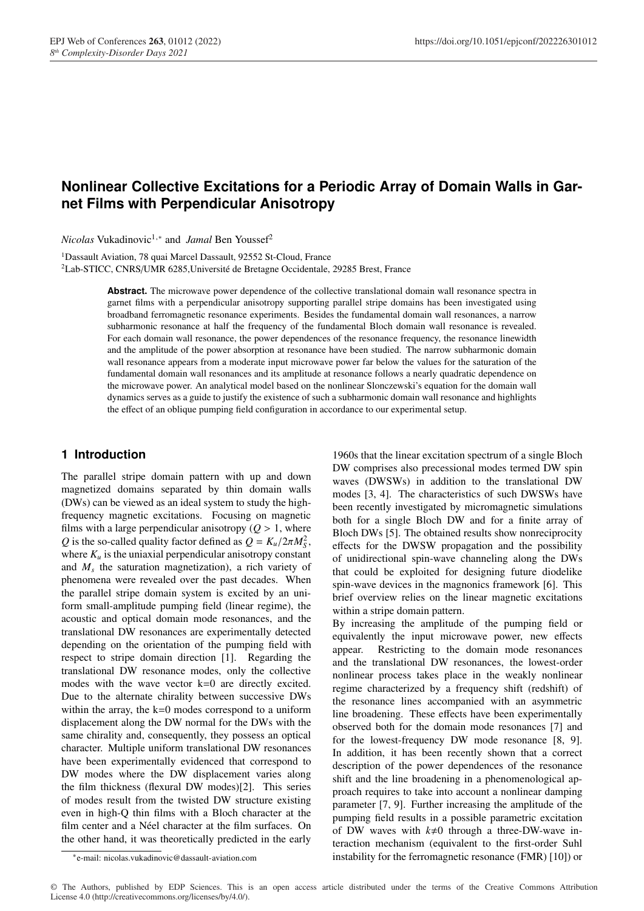# Nonlinear Collective Excitations for a Periodic Array of Domain Walls in Garnet Films with Perpendicular Anisotropy

*Nicolas* Vukadinovic[1,*] and *Jamal* Ben Youssef[2]

[1]Dassault Aviation, 78 quai Marcel Dassault, 92552 St-Cloud, France

[2]Lab-STICC, CNRS/UMR 6285,Université de Bretagne Occidentale, 29285 Brest, France

**Abstract.** The microwave power dependence of the collective translational domain wall resonance spectra in garnet films with a perpendicular anisotropy supporting parallel stripe domains has been investigated using broadband ferromagnetic resonance experiments. Besides the fundamental domain wall resonances, a narrow subharmonic resonance at half the frequency of the fundamental Bloch domain wall resonance is revealed. For each domain wall resonance, the power dependences of the resonance frequency, the resonance linewidth and the amplitude of the power absorption at resonance have been studied. The narrow subharmonic domain wall resonance appears from a moderate input microwave power far below the values for the saturation of the fundamental domain wall resonances and its amplitude at resonance follows a nearly quadratic dependence on the microwave power. An analytical model based on the nonlinear Slonczewski's equation for the domain wall dynamics serves as a guide to justify the existence of such a subharmonic domain wall resonance and highlights the effect of an oblique pumping field configuration in accordance to our experimental setup.

## 1 Introduction

The parallel stripe domain pattern with up and down magnetized domains separated by thin domain walls (DWs) can be viewed as an ideal system to study the high-frequency magnetic excitations. Focusing on magnetic films with a large perpendicular anisotropy ($Q > 1$, where $Q$ is the so-called quality factor defined as $Q = K_u/2\pi M_S^2$, where $K_u$ is the uniaxial perpendicular anisotropy constant and $M_s$ the saturation magnetization), a rich variety of phenomena were revealed over the past decades. When the parallel stripe domain system is excited by an uniform small-amplitude pumping field (linear regime), the acoustic and optical domain mode resonances, and the translational DW resonances are experimentally detected depending on the orientation of the pumping field with respect to stripe domain direction [1]. Regarding the translational DW resonance modes, only the collective modes with the wave vector k=0 are directly excited. Due to the alternate chirality between successive DWs within the array, the k=0 modes correspond to a uniform displacement along the DW normal for the DWs with the same chirality and, consequently, they possess an optical character. Multiple uniform translational DW resonances have been experimentally evidenced that correspond to DW modes where the DW displacement varies along the film thickness (flexural DW modes)[2]. This series of modes result from the twisted DW structure existing even in high-Q thin films with a Bloch character at the film center and a Néel character at the film surfaces. On the other hand, it was theoretically predicted in the early 1960s that the linear excitation spectrum of a single Bloch DW comprises also precessional modes termed DW spin waves (DWSWs) in addition to the translational DW modes [3, 4]. The characteristics of such DWSWs have been recently investigated by micromagnetic simulations both for a single Bloch DW and for a finite array of Bloch DWs [5]. The obtained results show nonreciprocity effects for the DWSW propagation and the possibility of unidirectional spin-wave channeling along the DWs that could be exploited for designing future diodelike spin-wave devices in the magnonics framework [6]. This brief overview relies on the linear magnetic excitations within a stripe domain pattern.

By increasing the amplitude of the pumping field or equivalently the input microwave power, new effects appear. Restricting to the domain mode resonances and the translational DW resonances, the lowest-order nonlinear process takes place in the weakly nonlinear regime characterized by a frequency shift (redshift) of the resonance lines accompanied with an asymmetric line broadening. These effects have been experimentally observed both for the domain mode resonances [7] and for the lowest-frequency DW mode resonance [8, 9]. In addition, it has been recently shown that a correct description of the power dependences of the resonance shift and the line broadening in a phenomenological approach requires to take into account a nonlinear damping parameter [7, 9]. Further increasing the amplitude of the pumping field results in a possible parametric excitation of DW waves with $k\neq0$ through a three-DW-wave interaction mechanism (equivalent to the first-order Suhl instability for the ferromagnetic resonance (FMR) [10]) or

*e-mail: nicolas.vukadinovic@dassault-aviation.com

© The Authors, published by EDP Sciences. This is an open access article distributed under the terms of the Creative Commons Attribution License 4.0 (http://creativecommons.org/licenses/by/4.0/).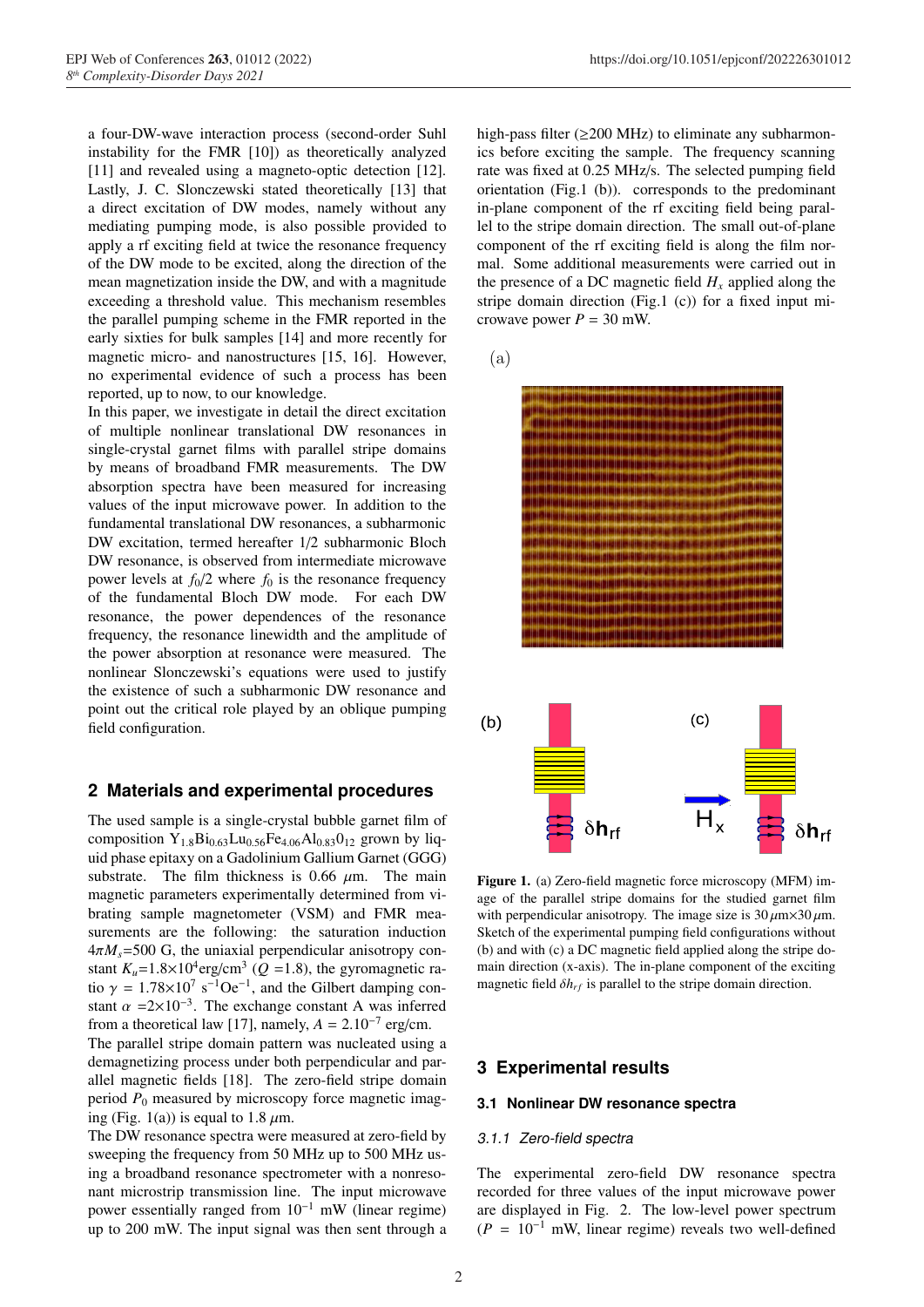a four-DW-wave interaction process (second-order Suhl instability for the FMR [10]) as theoretically analyzed [11] and revealed using a magneto-optic detection [12]. Lastly, J. C. Slonczewski stated theoretically [13] that a direct excitation of DW modes, namely without any mediating pumping mode, is also possible provided to apply a rf exciting field at twice the resonance frequency of the DW mode to be excited, along the direction of the mean magnetization inside the DW, and with a magnitude exceeding a threshold value. This mechanism resembles the parallel pumping scheme in the FMR reported in the early sixties for bulk samples [14] and more recently for magnetic micro- and nanostructures [15, 16]. However, no experimental evidence of such a process has been reported, up to now, to our knowledge.

In this paper, we investigate in detail the direct excitation of multiple nonlinear translational DW resonances in single-crystal garnet films with parallel stripe domains by means of broadband FMR measurements. The DW absorption spectra have been measured for increasing values of the input microwave power. In addition to the fundamental translational DW resonances, a subharmonic DW excitation, termed hereafter 1/2 subharmonic Bloch DW resonance, is observed from intermediate microwave power levels at $f_0/2$ where $f_0$ is the resonance frequency of the fundamental Bloch DW mode. For each DW resonance, the power dependences of the resonance frequency, the resonance linewidth and the amplitude of the power absorption at resonance were measured. The nonlinear Slonczewski's equations were used to justify the existence of such a subharmonic DW resonance and point out the critical role played by an oblique pumping field configuration.

## 2 Materials and experimental procedures

The used sample is a single-crystal bubble garnet film of composition $Y_{1.8}Bi_{0.63}Lu_{0.56}Fe_{4.06}Al_{0.83}O_{12}$ grown by liquid phase epitaxy on a Gadolinium Gallium Garnet (GGG) substrate. The film thickness is 0.66 $\mu$m. The main magnetic parameters experimentally determined from vibrating sample magnetometer (VSM) and FMR measurements are the following: the saturation induction $4\pi M_s$=500 G, the uniaxial perpendicular anisotropy constant $K_u$=1.8×10$^4$erg/cm$^3$ ($Q$ =1.8), the gyromagnetic ratio $\gamma$ = 1.78×10$^7$ s$^{-1}$Oe$^{-1}$, and the Gilbert damping constant $\alpha$ =2×10$^{-3}$. The exchange constant A was inferred from a theoretical law [17], namely, $A$ = 2.10$^{-7}$ erg/cm.

The parallel stripe domain pattern was nucleated using a demagnetizing process under both perpendicular and parallel magnetic fields [18]. The zero-field stripe domain period $P_0$ measured by microscopy force magnetic imaging (Fig. 1(a)) is equal to 1.8 $\mu$m.

The DW resonance spectra were measured at zero-field by sweeping the frequency from 50 MHz up to 500 MHz using a broadband resonance spectrometer with a nonresonant microstrip transmission line. The input microwave power essentially ranged from 10$^{-1}$ mW (linear regime) up to 200 mW. The input signal was then sent through a high-pass filter (≥200 MHz) to eliminate any subharmonics before exciting the sample. The frequency scanning rate was fixed at 0.25 MHz/s. The selected pumping field orientation (Fig.1 (b)). corresponds to the predominant in-plane component of the rf exciting field being parallel to the stripe domain direction. The small out-of-plane component of the rf exciting field is along the film normal. Some additional measurements were carried out in the presence of a DC magnetic field $H_x$ applied along the stripe domain direction (Fig.1 (c)) for a fixed input microwave power $P$ = 30 mW.

**Figure 1.** (a) Zero-field magnetic force microscopy (MFM) image of the parallel stripe domains for the studied garnet film with perpendicular anisotropy. The image size is 30 $\mu$m×30 $\mu$m. Sketch of the experimental pumping field configurations without (b) and with (c) a DC magnetic field applied along the stripe domain direction (x-axis). The in-plane component of the exciting magnetic field $\delta h_{rf}$ is parallel to the stripe domain direction.

## 3 Experimental results

### 3.1 Nonlinear DW resonance spectra

#### 3.1.1 Zero-field spectra

The experimental zero-field DW resonance spectra recorded for three values of the input microwave power are displayed in Fig. 2. The low-level power spectrum ($P$ = 10$^{-1}$ mW, linear regime) reveals two well-defined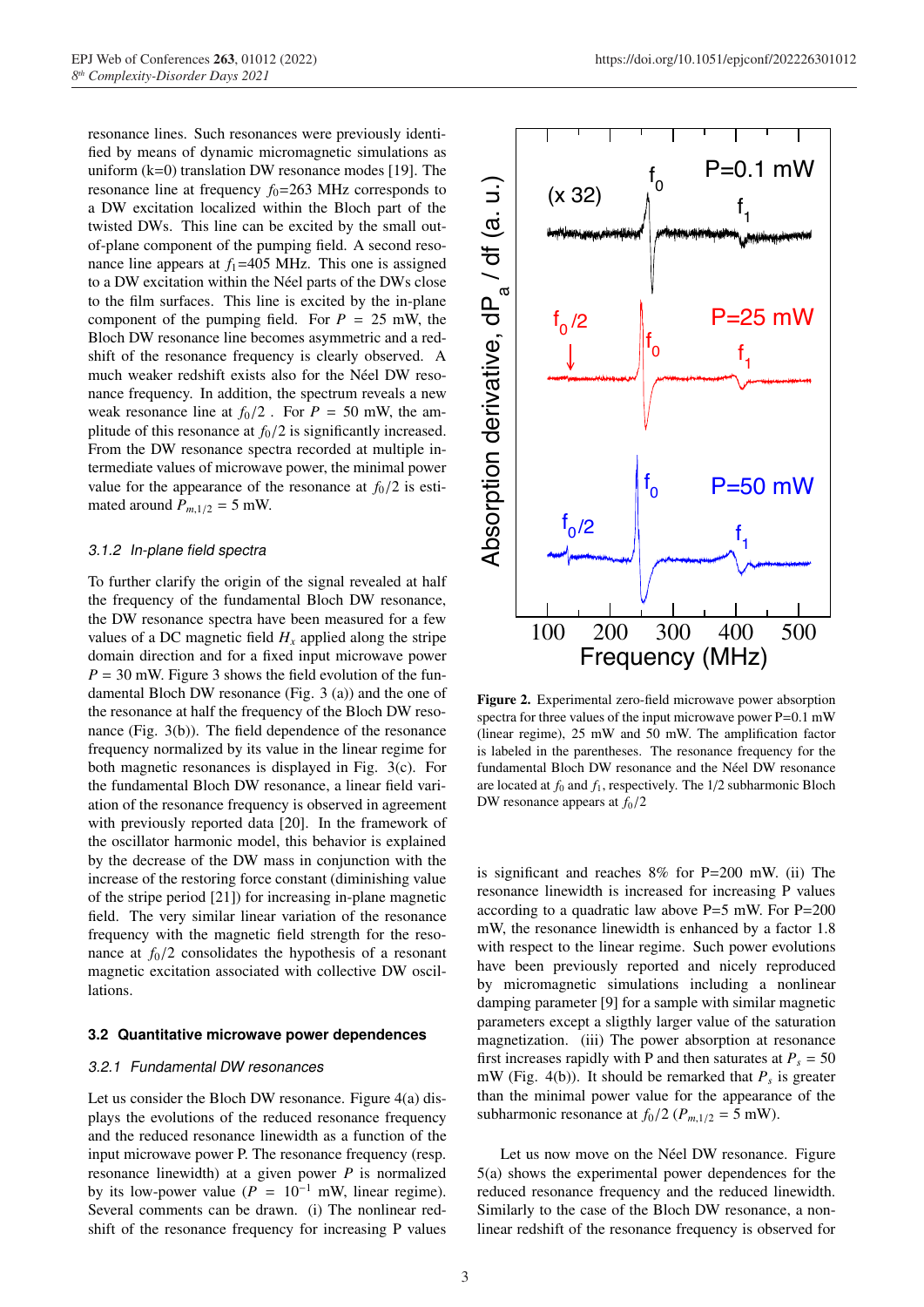resonance lines. Such resonances were previously identified by means of dynamic micromagnetic simulations as uniform (k=0) translation DW resonance modes [19]. The resonance line at frequency $f_0$=263 MHz corresponds to a DW excitation localized within the Bloch part of the twisted DWs. This line can be excited by the small out-of-plane component of the pumping field. A second resonance line appears at $f_1$=405 MHz. This one is assigned to a DW excitation within the Néel parts of the DWs close to the film surfaces. This line is excited by the in-plane component of the pumping field. For $P$ = 25 mW, the Bloch DW resonance line becomes asymmetric and a redshift of the resonance frequency is clearly observed. A much weaker redshift exists also for the Néel DW resonance frequency. In addition, the spectrum reveals a new weak resonance line at $f_0/2$ . For $P$ = 50 mW, the amplitude of this resonance at $f_0/2$ is significantly increased. From the DW resonance spectra recorded at multiple intermediate values of microwave power, the minimal power value for the appearance of the resonance at $f_0/2$ is estimated around $P_{m,1/2}$ = 5 mW.

### 3.1.2 *In-plane field spectra*

To further clarify the origin of the signal revealed at half the frequency of the fundamental Bloch DW resonance, the DW resonance spectra have been measured for a few values of a DC magnetic field $H_x$ applied along the stripe domain direction and for a fixed input microwave power $P$ = 30 mW. Figure 3 shows the field evolution of the fundamental Bloch DW resonance (Fig. 3 (a)) and the one of the resonance at half the frequency of the Bloch DW resonance (Fig. 3(b)). The field dependence of the resonance frequency normalized by its value in the linear regime for both magnetic resonances is displayed in Fig. 3(c). For the fundamental Bloch DW resonance, a linear field variation of the resonance frequency is observed in agreement with previously reported data [20]. In the framework of the oscillator harmonic model, this behavior is explained by the decrease of the DW mass in conjunction with the increase of the restoring force constant (diminishing value of the stripe period [21]) for increasing in-plane magnetic field. The very similar linear variation of the resonance frequency with the magnetic field strength for the resonance at $f_0/2$ consolidates the hypothesis of a resonant magnetic excitation associated with collective DW oscillations.

## 3.2 Quantitative microwave power dependences

### 3.2.1 *Fundamental DW resonances*

Let us consider the Bloch DW resonance. Figure 4(a) displays the evolutions of the reduced resonance frequency and the reduced resonance linewidth as a function of the input microwave power P. The resonance frequency (resp. resonance linewidth) at a given power $P$ is normalized by its low-power value ($P$ = $10^{-1}$ mW, linear regime). Several comments can be drawn. (i) The nonlinear redshift of the resonance frequency for increasing P values

**Figure 2.** Experimental zero-field microwave power absorption spectra for three values of the input microwave power P=0.1 mW (linear regime), 25 mW and 50 mW. The amplification factor is labeled in the parentheses. The resonance frequency for the fundamental Bloch DW resonance and the Néel DW resonance are located at $f_0$ and $f_1$, respectively. The 1/2 subharmonic Bloch DW resonance appears at $f_0/2$

is significant and reaches 8% for P=200 mW. (ii) The resonance linewidth is increased for increasing P values according to a quadratic law above P=5 mW. For P=200 mW, the resonance linewidth is enhanced by a factor 1.8 with respect to the linear regime. Such power evolutions have been previously reported and nicely reproduced by micromagnetic simulations including a nonlinear damping parameter [9] for a sample with similar magnetic parameters except a sligthly larger value of the saturation magnetization. (iii) The power absorption at resonance first increases rapidly with P and then saturates at $P_s$ = 50 mW (Fig. 4(b)). It should be remarked that $P_s$ is greater than the minimal power value for the appearance of the subharmonic resonance at $f_0/2$ ($P_{m,1/2}$ = 5 mW).

Let us now move on the Néel DW resonance. Figure 5(a) shows the experimental power dependences for the reduced resonance frequency and the reduced linewidth. Similarly to the case of the Bloch DW resonance, a nonlinear redshift of the resonance frequency is observed for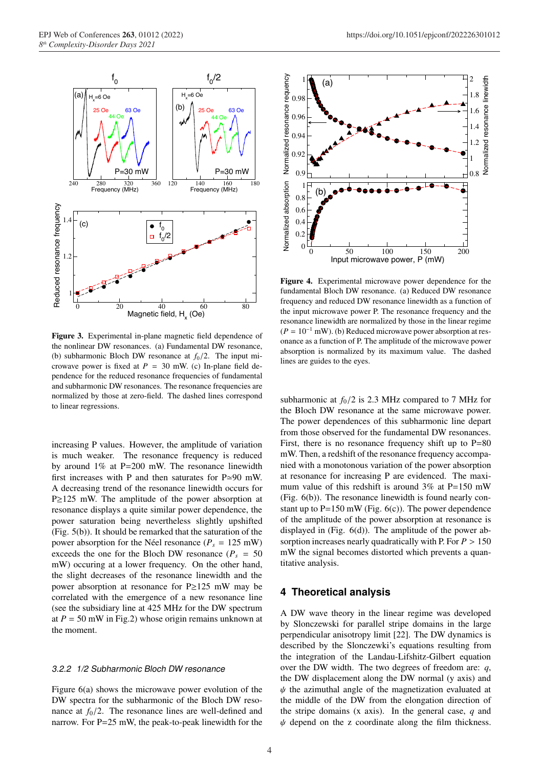**Figure 3.** Experimental in-plane magnetic field dependence of the nonlinear DW resonances. (a) Fundamental DW resonance, (b) subharmonic Bloch DW resonance at $f_0/2$. The input microwave power is fixed at $P = 30$ mW. (c) In-plane field dependence for the reduced resonance frequency of fundamental and subharmonic DW resonances. The resonance frequencies are normalized by those at zero-field. The dashed lines correspond to linear regressions.

increasing P values. However, the amplitude of variation is much weaker. The resonance frequency is reduced by around 1% at P=200 mW. The resonance linewidth first increases with P and then saturates for P≃90 mW. A decreasing trend of the resonance linewidth occurs for P≥125 mW. The amplitude of the power absorption at resonance displays a quite similar power dependence, the power saturation being nevertheless slightly upshifted (Fig. 5(b)). It should be remarked that the saturation of the power absorption for the Néel resonance ($P_s$ = 125 mW) exceeds the one for the Bloch DW resonance ($P_s$ = 50 mW) occuring at a lower frequency. On the other hand, the slight decreases of the resonance linewidth and the power absorption at resonance for P≥125 mW may be correlated with the emergence of a new resonance line (see the subsidiary line at 425 MHz for the DW spectrum at $P = 50$ mW in Fig.2) whose origin remains unknown at the moment.

#### 3.2.2 1/2 Subharmonic Bloch DW resonance

Figure 6(a) shows the microwave power evolution of the DW spectra for the subharmonic of the Bloch DW resonance at $f_0/2$. The resonance lines are well-defined and narrow. For P=25 mW, the peak-to-peak linewidth for the subharmonic at $f_0/2$ is 2.3 MHz compared to 7 MHz for the Bloch DW resonance at the same microwave power. The power dependences of this subharmonic line depart from those observed for the fundamental DW resonances. First, there is no resonance frequency shift up to P=80 mW. Then, a redshift of the resonance frequency accompanied with a monotonous variation of the power absorption at resonance for increasing P are evidenced. The maximum value of this redshift is around 3% at P=150 mW (Fig. 6(b)). The resonance linewidth is found nearly constant up to P=150 mW (Fig. 6(c)). The power dependence of the power absorption at resonance is displayed in (Fig. 6(d)). The amplitude of the power absorption increases nearly quadratically with P. For $P > 150$ mW the signal becomes distorted which prevents a quantitative analysis.

**Figure 4.** Experimental microwave power dependence for the fundamental Bloch DW resonance. (a) Reduced DW resonance frequency and reduced DW resonance linewidth as a function of the input microwave power P. The resonance frequency and the resonance linewidth are normalized by those in the linear regime ($P = 10^{-1}$ mW). (b) Reduced microwave power absorption at resonance as a function of P. The amplitude of the microwave power absorption is normalized by its maximum value. The dashed lines are guides to the eyes.

## 4 Theoretical analysis

A DW wave theory in the linear regime was developed by Slonczewski for parallel stripe domains in the large perpendicular anisotropy limit [22]. The DW dynamics is described by the Slonczewki's equations resulting from the integration of the Landau-Lifshitz-Gilbert equation over the DW width. The two degrees of freedom are: $q$, the DW displacement along the DW normal (y axis) and $\psi$ the azimuthal angle of the magnetization evaluated at the middle of the DW from the elongation direction of the stripe domains (x axis). In the general case, $q$ and $\psi$ depend on the z coordinate along the film thickness.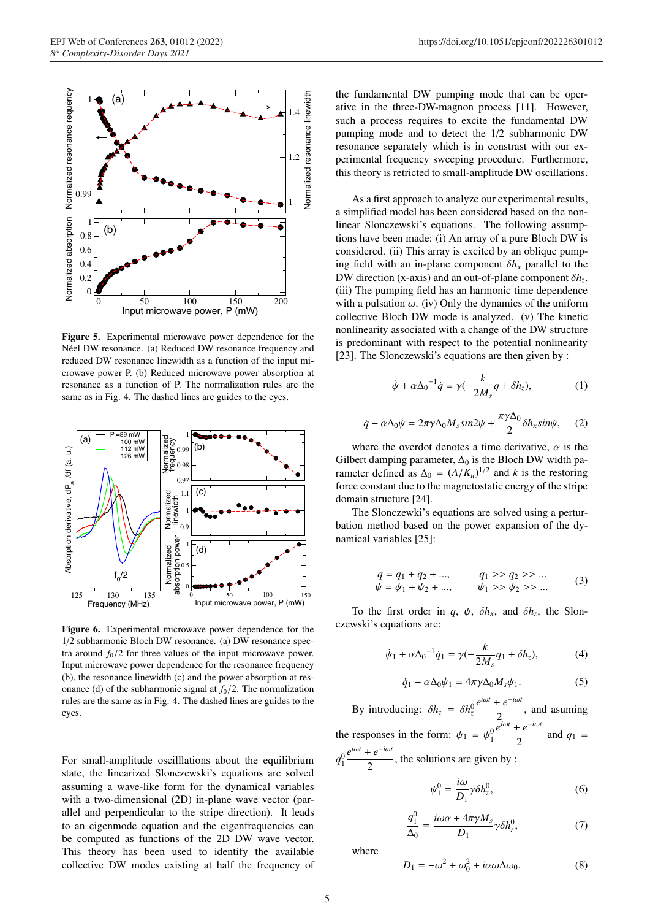**Figure 5.** Experimental microwave power dependence for the Néel DW resonance. (a) Reduced DW resonance frequency and reduced DW resonance linewidth as a function of the input microwave power P. (b) Reduced microwave power absorption at resonance as a function of P. The normalization rules are the same as in Fig. 4. The dashed lines are guides to the eyes.

**Figure 6.** Experimental microwave power dependence for the 1/2 subharmonic Bloch DW resonance. (a) DW resonance spectra around $f_0/2$ for three values of the input microwave power. Input microwave power dependence for the resonance frequency (b), the resonance linewidth (c) and the power absorption at resonance (d) of the subharmonic signal at $f_0/2$. The normalization rules are the same as in Fig. 4. The dashed lines are guides to the eyes.

For small-amplitude oscilllations about the equilibrium state, the linearized Slonczewski's equations are solved assuming a wave-like form for the dynamical variables with a two-dimensional (2D) in-plane wave vector (parallel and perpendicular to the stripe direction). It leads to an eigenmode equation and the eigenfrequencies can be computed as functions of the 2D DW wave vector. This theory has been used to identify the available collective DW modes existing at half the frequency of the fundamental DW pumping mode that can be operative in the three-DW-magnon process [11]. However, such a process requires to excite the fundamental DW pumping mode and to detect the 1/2 subharmonic DW resonance separately which is in constrast with our experimental frequency sweeping procedure. Furthermore, this theory is retricted to small-amplitude DW oscillations.

As a first approach to analyze our experimental results, a simplified model has been considered based on the nonlinear Slonczewski's equations. The following assumptions have been made: (i) An array of a pure Bloch DW is considered. (ii) This array is excited by an oblique pumping field with an in-plane component $\delta h_x$ parallel to the DW direction (x-axis) and an out-of-plane component $\delta h_z$. (iii) The pumping field has an harmonic time dependence with a pulsation $\omega$. (iv) Only the dynamics of the uniform collective Bloch DW mode is analyzed. (v) The kinetic nonlinearity associated with a change of the DW structure is predominant with respect to the potential nonlinearity [23]. The Slonczewski's equations are then given by :

$$\dot{\psi} + \alpha\Delta_0{}^{-1}\dot{q} = \gamma(-\frac{k}{2M_s}q + \delta h_z), \tag{1}$$

$$\dot{q} - \alpha\Delta_0\dot{\psi} = 2\pi\gamma\Delta_0 M_s sin2\psi + \frac{\pi\gamma\Delta_0}{2}\delta h_x sin\psi, \tag{2}$$

where the overdot denotes a time derivative, $\alpha$ is the Gilbert damping parameter, $\Delta_0$ is the Bloch DW width parameter defined as $\Delta_0 = (A/K_u)^{1/2}$ and $k$ is the restoring force constant due to the magnetostatic energy of the stripe domain structure [24].

The Slonczewki's equations are solved using a perturbation method based on the power expansion of the dynamical variables [25]:

$$\begin{aligned} q &= q_1 + q_2 + ..., \qquad q_1 >> q_2 >> ... \\ \psi &= \psi_1 + \psi_2 + ..., \qquad \psi_1 >> \psi_2 >> ... \end{aligned} \tag{3}$$

To the first order in $q$, $\psi$, $\delta h_x$, and $\delta h_z$, the Slonczewski's equations are:

$$\dot{\psi}_1 + \alpha\Delta_0{}^{-1}\dot{q}_1 = \gamma(-\frac{k}{2M_s}q_1 + \delta h_z), \tag{4}$$

$$\dot{q}_1 - \alpha\Delta_0\dot{\psi}_1 = 4\pi\gamma\Delta_0 M_s\psi_1. \tag{5}$$

By introducing: $\delta h_z = \delta h_z^0\dfrac{e^{i\omega t} + e^{-i\omega t}}{2}$, and asuming the responses in the form: $\psi_1 = \psi_1^0\dfrac{e^{i\omega t} + e^{-i\omega t}}{2}$ and $q_1 = q_1^0\dfrac{e^{i\omega t} + e^{-i\omega t}}{2}$, the solutions are given by :

$$\psi_1^0 = \frac{i\omega}{D_1}\gamma\delta h_z^0, \tag{6}$$

$$\frac{q_1^0}{\Delta_0} = \frac{i\omega\alpha + 4\pi\gamma M_s}{D_1}\gamma\delta h_z^0, \tag{7}$$

where

$$D_1 = -\omega^2 + \omega_0^2 + i\alpha\omega\Delta\omega_0. \tag{8}$$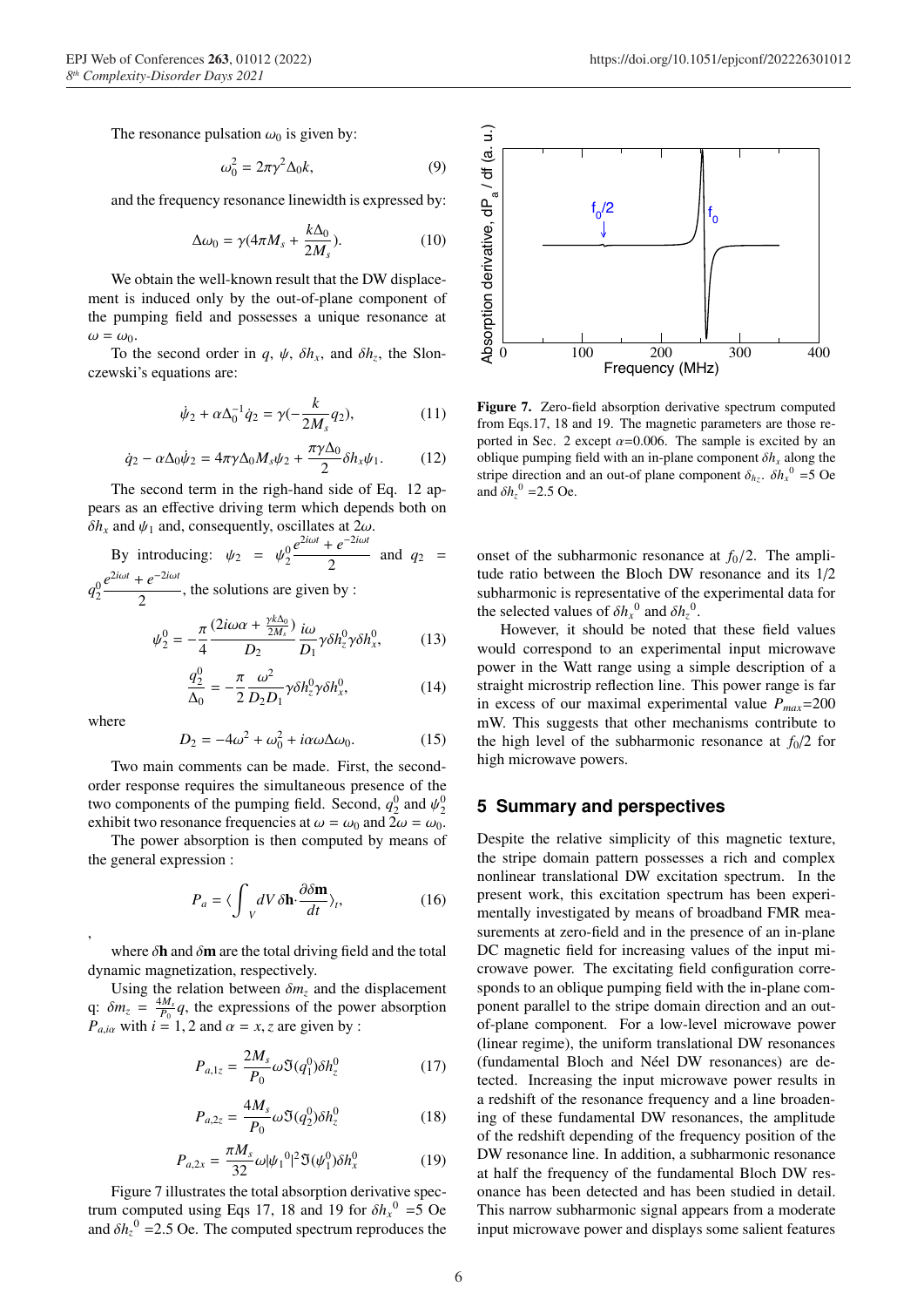The resonance pulsation $\omega_0$ is given by:

$$\omega_0^2 = 2\pi\gamma^2\Delta_0 k, \tag{9}$$

and the frequency resonance linewidth is expressed by:

$$\Delta\omega_0 = \gamma(4\pi M_s + \frac{k\Delta_0}{2M_s}). \tag{10}$$

We obtain the well-known result that the DW displacement is induced only by the out-of-plane component of the pumping field and possesses a unique resonance at $\omega = \omega_0$.

To the second order in $q$, $\psi$, $\delta h_x$, and $\delta h_z$, the Slonczewski's equations are:

$$\dot{\psi}_2 + \alpha\Delta_0^{-1}\dot{q}_2 = \gamma(-\frac{k}{2M_s}q_2), \tag{11}$$

$$\dot{q}_2 - \alpha\Delta_0\dot{\psi}_2 = 4\pi\gamma\Delta_0 M_s\psi_2 + \frac{\pi\gamma\Delta_0}{2}\delta h_x\psi_1. \tag{12}$$

The second term in the righ-hand side of Eq. 12 appears as an effective driving term which depends both on $\delta h_x$ and $\psi_1$ and, consequently, oscillates at $2\omega$.

By introducing: $\psi_2 = \psi_2^0\frac{e^{2i\omega t} + e^{-2i\omega t}}{2}$ and $q_2 = q_2^0\frac{e^{2i\omega t} + e^{-2i\omega t}}{2}$, the solutions are given by :

$$\psi_2^0 = -\frac{\pi}{4}\frac{(2i\omega\alpha + \frac{\gamma k\Delta_0}{2M_s})}{D_2}\frac{i\omega}{D_1}\gamma\delta h_z^0\gamma\delta h_x^0, \tag{13}$$

$$\frac{q_2^0}{\Delta_0} = -\frac{\pi}{2}\frac{\omega^2}{D_2 D_1}\gamma\delta h_z^0\gamma\delta h_x^0, \tag{14}$$

where

$$D_2 = -4\omega^2 + \omega_0^2 + i\alpha\omega\Delta\omega_0. \tag{15}$$

Two main comments can be made. First, the second-order response requires the simultaneous presence of the two components of the pumping field. Second, $q_2^0$ and $\psi_2^0$ exhibit two resonance frequencies at $\omega = \omega_0$ and $2\omega = \omega_0$.

The power absorption is then computed by means of the general expression :

$$P_a = \langle \int_V dV\, \delta\mathbf{h}\cdot\frac{\partial\delta\mathbf{m}}{dt}\rangle_t, \tag{16}$$

,

where $\delta\mathbf{h}$ and $\delta\mathbf{m}$ are the total driving field and the total dynamic magnetization, respectively.

Using the relation between $\delta m_z$ and the displacement q: $\delta m_z = \frac{4M_s}{P_0}q$, the expressions of the power absorption $P_{a,i\alpha}$ with $i = 1, 2$ and $\alpha = x, z$ are given by :

$$P_{a,1z} = \frac{2M_s}{P_0}\omega\Im(q_1^0)\delta h_z^0 \tag{17}$$

$$P_{a,2z} = \frac{4M_s}{P_0}\omega\Im(q_2^0)\delta h_z^0 \tag{18}$$

$$P_{a,2x} = \frac{\pi M_s}{32}\omega|\psi_1{}^0|^2\Im(\psi_1^0)\delta h_x^0 \tag{19}$$

Figure 7 illustrates the total absorption derivative spectrum computed using Eqs 17, 18 and 19 for $\delta h_x{}^0$ =5 Oe and $\delta h_z{}^0$ =2.5 Oe. The computed spectrum reproduces the onset of the subharmonic resonance at $f_0/2$. The amplitude ratio between the Bloch DW resonance and its 1/2 subharmonic is representative of the experimental data for the selected values of $\delta h_x{}^0$ and $\delta h_z{}^0$.

**Figure 7.** Zero-field absorption derivative spectrum computed from Eqs.17, 18 and 19. The magnetic parameters are those reported in Sec. 2 except $\alpha$=0.006. The sample is excited by an oblique pumping field with an in-plane component $\delta h_x$ along the stripe direction and an out-of plane component $\delta_{h_z}$. $\delta h_x{}^0$ =5 Oe and $\delta h_z{}^0$ =2.5 Oe.

However, it should be noted that these field values would correspond to an experimental input microwave power in the Watt range using a simple description of a straight microstrip reflection line. This power range is far in excess of our maximal experimental value $P_{max}$=200 mW. This suggests that other mechanisms contribute to the high level of the subharmonic resonance at $f_0/2$ for high microwave powers.

## 5 Summary and perspectives

Despite the relative simplicity of this magnetic texture, the stripe domain pattern possesses a rich and complex nonlinear translational DW excitation spectrum. In the present work, this excitation spectrum has been experimentally investigated by means of broadband FMR measurements at zero-field and in the presence of an in-plane DC magnetic field for increasing values of the input microwave power. The exciting field configuration corresponds to an oblique pumping field with the in-plane component parallel to the stripe domain direction and an out-of-plane component. For a low-level microwave power (linear regime), the uniform translational DW resonances (fundamental Bloch and Néel DW resonances) are detected. Increasing the input microwave power results in a redshift of the resonance frequency and a line broadening of these fundamental DW resonances, the amplitude of the redshift depending of the frequency position of the DW resonance line. In addition, a subharmonic resonance at half the frequency of the fundamental Bloch DW resonance has been detected and has been studied in detail. This narrow subharmonic signal appears from a moderate input microwave power and displays some salient features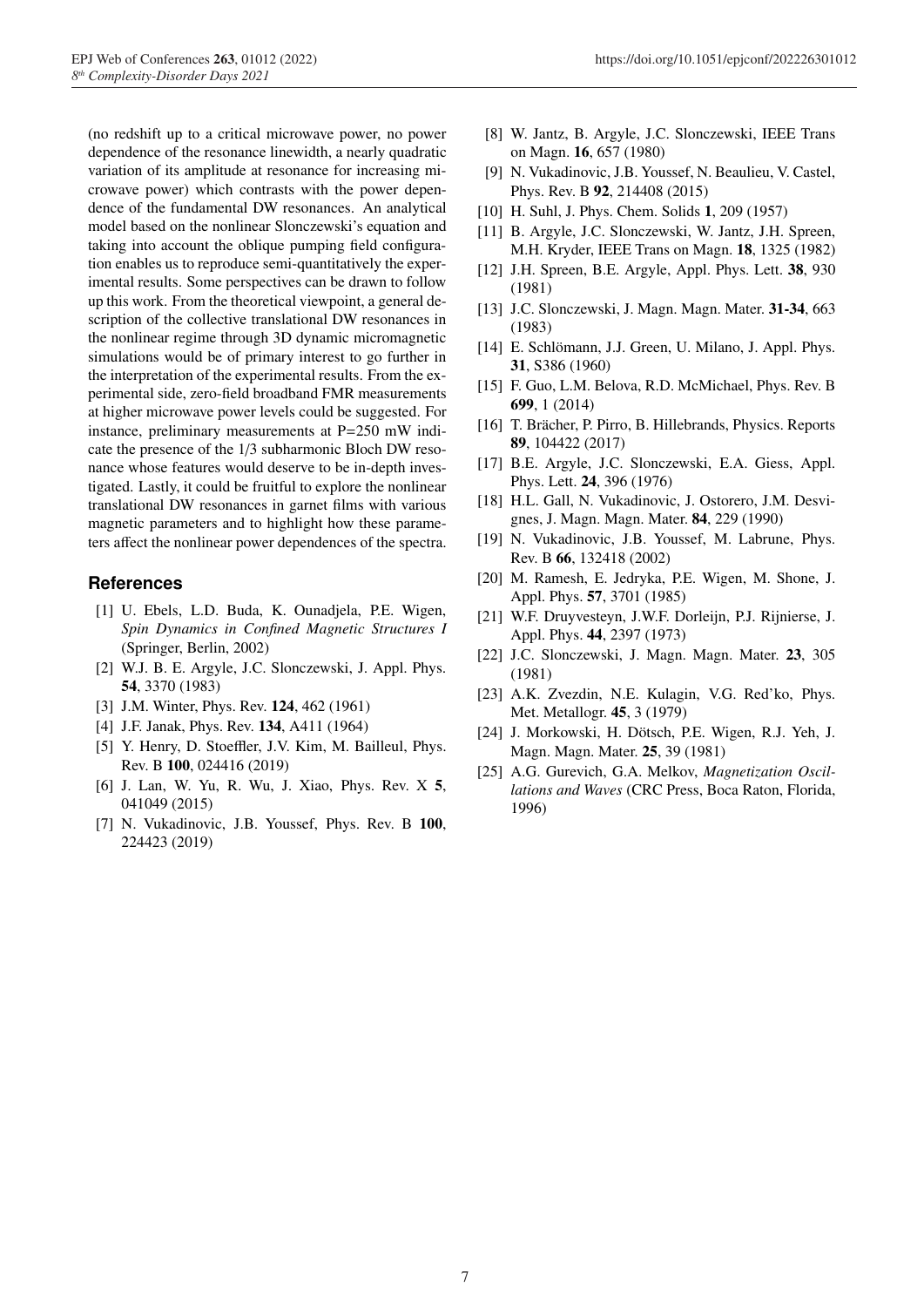(no redshift up to a critical microwave power, no power dependence of the resonance linewidth, a nearly quadratic variation of its amplitude at resonance for increasing microwave power) which contrasts with the power dependence of the fundamental DW resonances. An analytical model based on the nonlinear Slonczewski's equation and taking into account the oblique pumping field configuration enables us to reproduce semi-quantitatively the experimental results. Some perspectives can be drawn to follow up this work. From the theoretical viewpoint, a general description of the collective translational DW resonances in the nonlinear regime through 3D dynamic micromagnetic simulations would be of primary interest to go further in the interpretation of the experimental results. From the experimental side, zero-field broadband FMR measurements at higher microwave power levels could be suggested. For instance, preliminary measurements at P=250 mW indicate the presence of the 1/3 subharmonic Bloch DW resonance whose features would deserve to be in-depth investigated. Lastly, it could be fruitful to explore the nonlinear translational DW resonances in garnet films with various magnetic parameters and to highlight how these parameters affect the nonlinear power dependences of the spectra.

## References

[1] U. Ebels, L.D. Buda, K. Ounadjela, P.E. Wigen, *Spin Dynamics in Confined Magnetic Structures I* (Springer, Berlin, 2002)

[2] W.J. B. E. Argyle, J.C. Slonczewski, J. Appl. Phys. **54**, 3370 (1983)

[3] J.M. Winter, Phys. Rev. **124**, 462 (1961)

[4] J.F. Janak, Phys. Rev. **134**, A411 (1964)

[5] Y. Henry, D. Stoeffler, J.V. Kim, M. Bailleul, Phys. Rev. B **100**, 024416 (2019)

[6] J. Lan, W. Yu, R. Wu, J. Xiao, Phys. Rev. X **5**, 041049 (2015)

[7] N. Vukadinovic, J.B. Youssef, Phys. Rev. B **100**, 224423 (2019)

[8] W. Jantz, B. Argyle, J.C. Slonczewski, IEEE Trans on Magn. **16**, 657 (1980)

[9] N. Vukadinovic, J.B. Youssef, N. Beaulieu, V. Castel, Phys. Rev. B **92**, 214408 (2015)

[10] H. Suhl, J. Phys. Chem. Solids **1**, 209 (1957)

[11] B. Argyle, J.C. Slonczewski, W. Jantz, J.H. Spreen, M.H. Kryder, IEEE Trans on Magn. **18**, 1325 (1982)

[12] J.H. Spreen, B.E. Argyle, Appl. Phys. Lett. **38**, 930 (1981)

[13] J.C. Slonczewski, J. Magn. Magn. Mater. **31-34**, 663 (1983)

[14] E. Schlömann, J.J. Green, U. Milano, J. Appl. Phys. **31**, S386 (1960)

[15] F. Guo, L.M. Belova, R.D. McMichael, Phys. Rev. B **699**, 1 (2014)

[16] T. Brächer, P. Pirro, B. Hillebrands, Physics. Reports **89**, 104422 (2017)

[17] B.E. Argyle, J.C. Slonczewski, E.A. Giess, Appl. Phys. Lett. **24**, 396 (1976)

[18] H.L. Gall, N. Vukadinovic, J. Ostorero, J.M. Desvignes, J. Magn. Magn. Mater. **84**, 229 (1990)

[19] N. Vukadinovic, J.B. Youssef, M. Labrune, Phys. Rev. B **66**, 132418 (2002)

[20] M. Ramesh, E. Jedryka, P.E. Wigen, M. Shone, J. Appl. Phys. **57**, 3701 (1985)

[21] W.F. Druyvesteyn, J.W.F. Dorleijn, P.J. Rijnierse, J. Appl. Phys. **44**, 2397 (1973)

[22] J.C. Slonczewski, J. Magn. Magn. Mater. **23**, 305 (1981)

[23] A.K. Zvezdin, N.E. Kulagin, V.G. Red'ko, Phys. Met. Metallogr. **45**, 3 (1979)

[24] J. Morkowski, H. Dötsch, P.E. Wigen, R.J. Yeh, J. Magn. Magn. Mater. **25**, 39 (1981)

[25] A.G. Gurevich, G.A. Melkov, *Magnetization Oscillations and Waves* (CRC Press, Boca Raton, Florida, 1996)